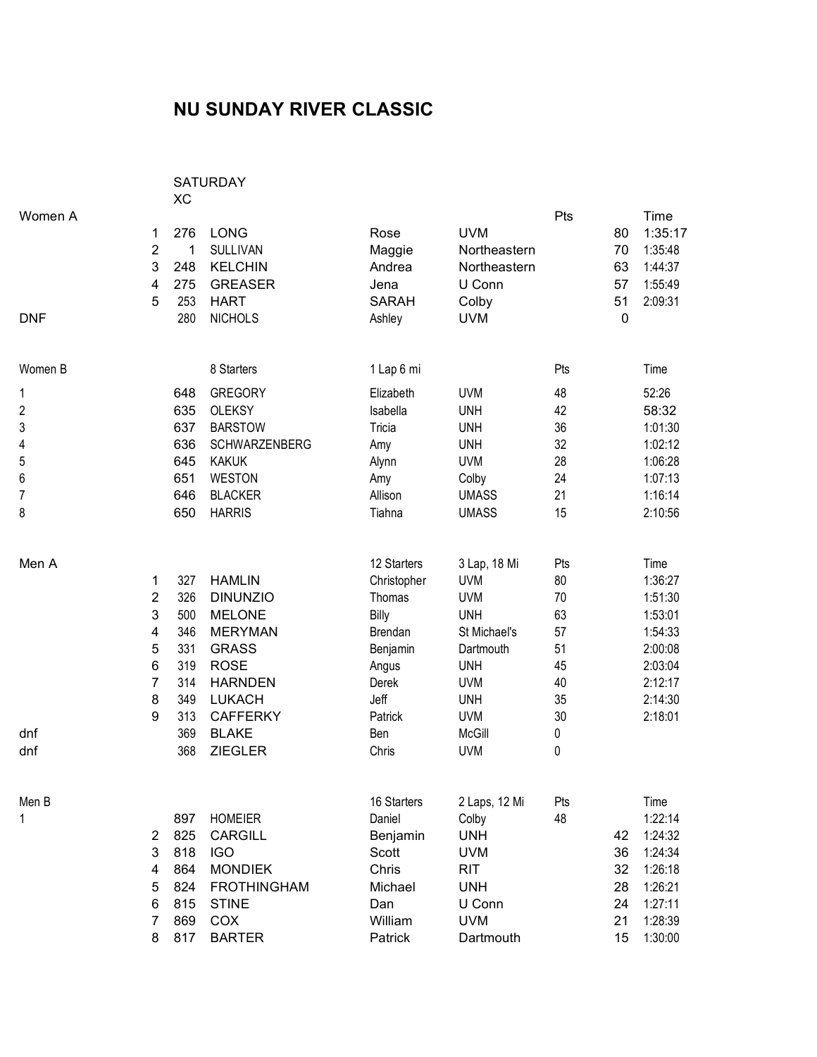# NU SUNDAY RIVER CLASSIC

SATURDAY
XC

| Women A | | | | | | | Pts | Time |
|---|---|---|---|---|---|---|---|---|
| | 1 | 276 | LONG | Rose | UVM | | 80 | 1:35:17 |
| | 2 | 1 | SULLIVAN | Maggie | Northeastern | | 70 | 1:35:48 |
| | 3 | 248 | KELCHIN | Andrea | Northeastern | | 63 | 1:44:37 |
| | 4 | 275 | GREASER | Jena | U Conn | | 57 | 1:55:49 |
| | 5 | 253 | HART | SARAH | Colby | | 51 | 2:09:31 |
| DNF | | 280 | NICHOLS | Ashley | UVM | | 0 | |

| Women B | | 8 Starters | 1 Lap 6 mi | | Pts | Time |
|---|---|---|---|---|---|---|
| 1 | 648 | GREGORY | Elizabeth | UVM | 48 | 52:26 |
| 2 | 635 | OLEKSY | Isabella | UNH | 42 | 58:32 |
| 3 | 637 | BARSTOW | Tricia | UNH | 36 | 1:01:30 |
| 4 | 636 | SCHWARZENBERG | Amy | UNH | 32 | 1:02:12 |
| 5 | 645 | KAKUK | Alynn | UVM | 28 | 1:06:28 |
| 6 | 651 | WESTON | Amy | Colby | 24 | 1:07:13 |
| 7 | 646 | BLACKER | Allison | UMASS | 21 | 1:16:14 |
| 8 | 650 | HARRIS | Tiahna | UMASS | 15 | 2:10:56 |

| Men A | | | | 12 Starters | 3 Lap, 18 Mi | Pts | Time |
|---|---|---|---|---|---|---|---|
| | 1 | 327 | HAMLIN | Christopher | UVM | 80 | 1:36:27 |
| | 2 | 326 | DINUNZIO | Thomas | UVM | 70 | 1:51:30 |
| | 3 | 500 | MELONE | Billy | UNH | 63 | 1:53:01 |
| | 4 | 346 | MERYMAN | Brendan | St Michael's | 57 | 1:54:33 |
| | 5 | 331 | GRASS | Benjamin | Dartmouth | 51 | 2:00:08 |
| | 6 | 319 | ROSE | Angus | UNH | 45 | 2:03:04 |
| | 7 | 314 | HARNDEN | Derek | UVM | 40 | 2:12:17 |
| | 8 | 349 | LUKACH | Jeff | UNH | 35 | 2:14:30 |
| | 9 | 313 | CAFFERKY | Patrick | UVM | 30 | 2:18:01 |
| dnf | | 369 | BLAKE | Ben | McGill | 0 | |
| dnf | | 368 | ZIEGLER | Chris | UVM | 0 | |

| Men B | | | | 16 Starters | 2 Laps, 12 Mi | Pts | Time |
|---|---|---|---|---|---|---|---|
| 1 | | 897 | HOMEIER | Daniel | Colby | 48 | 1:22:14 |
| | 2 | 825 | CARGILL | Benjamin | UNH | 42 | 1:24:32 |
| | 3 | 818 | IGO | Scott | UVM | 36 | 1:24:34 |
| | 4 | 864 | MONDIEK | Chris | RIT | 32 | 1:26:18 |
| | 5 | 824 | FROTHINGHAM | Michael | UNH | 28 | 1:26:21 |
| | 6 | 815 | STINE | Dan | U Conn | 24 | 1:27:11 |
| | 7 | 869 | COX | William | UVM | 21 | 1:28:39 |
| | 8 | 817 | BARTER | Patrick | Dartmouth | 15 | 1:30:00 |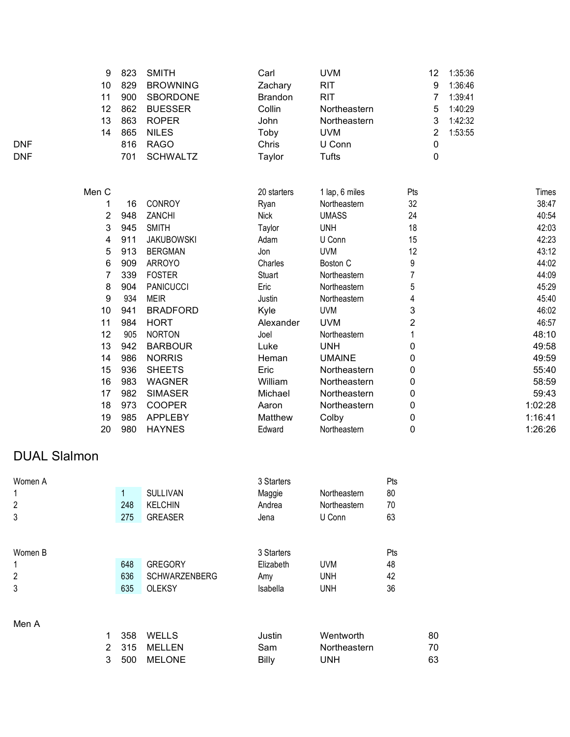| | | | | | | |
|---|---|---|---|---|---|---|
| 9 | 823 | SMITH | Carl | UVM | 12 | 1:35:36 |
| 10 | 829 | BROWNING | Zachary | RIT | 9 | 1:36:46 |
| 11 | 900 | SBORDONE | Brandon | RIT | 7 | 1:39:41 |
| 12 | 862 | BUESSER | Collin | Northeastern | 5 | 1:40:29 |
| 13 | 863 | ROPER | John | Northeastern | 3 | 1:42:32 |
| 14 | 865 | NILES | Toby | UVM | 2 | 1:53:55 |
| DNF | 816 | RAGO | Chris | U Conn | 0 | |
| DNF | 701 | SCHWALTZ | Taylor | Tufts | 0 | |

| Men C | | | 20 starters | 1 lap, 6 miles | Pts | Times |
|---|---|---|---|---|---|---|
| 1 | 16 | CONROY | Ryan | Northeastern | 32 | 38:47 |
| 2 | 948 | ZANCHI | Nick | UMASS | 24 | 40:54 |
| 3 | 945 | SMITH | Taylor | UNH | 18 | 42:03 |
| 4 | 911 | JAKUBOWSKI | Adam | U Conn | 15 | 42:23 |
| 5 | 913 | BERGMAN | Jon | UVM | 12 | 43:12 |
| 6 | 909 | ARROYO | Charles | Boston C | 9 | 44:02 |
| 7 | 339 | FOSTER | Stuart | Northeastern | 7 | 44:09 |
| 8 | 904 | PANICUCCI | Eric | Northeastern | 5 | 45:29 |
| 9 | 934 | MEIR | Justin | Northeastern | 4 | 45:40 |
| 10 | 941 | BRADFORD | Kyle | UVM | 3 | 46:02 |
| 11 | 984 | HORT | Alexander | UVM | 2 | 46:57 |
| 12 | 905 | NORTON | Joel | Northeastern | 1 | 48:10 |
| 13 | 942 | BARBOUR | Luke | UNH | 0 | 49:58 |
| 14 | 986 | NORRIS | Heman | UMAINE | 0 | 49:59 |
| 15 | 936 | SHEETS | Eric | Northeastern | 0 | 55:40 |
| 16 | 983 | WAGNER | William | Northeastern | 0 | 58:59 |
| 17 | 982 | SIMASER | Michael | Northeastern | 0 | 59:43 |
| 18 | 973 | COOPER | Aaron | Northeastern | 0 | 1:02:28 |
| 19 | 985 | APPLEBY | Matthew | Colby | 0 | 1:16:41 |
| 20 | 980 | HAYNES | Edward | Northeastern | 0 | 1:26:26 |

## DUAL Slalmon

| Women A | | | 3 Starters | | Pts |
|---|---|---|---|---|---|
| 1 | 1 | SULLIVAN | Maggie | Northeastern | 80 |
| 2 | 248 | KELCHIN | Andrea | Northeastern | 70 |
| 3 | 275 | GREASER | Jena | U Conn | 63 |

| Women B | | | 3 Starters | | Pts |
|---|---|---|---|---|---|
| 1 | 648 | GREGORY | Elizabeth | UVM | 48 |
| 2 | 636 | SCHWARZENBERG | Amy | UNH | 42 |
| 3 | 635 | OLEKSY | Isabella | UNH | 36 |

| Men A | | | | | |
|---|---|---|---|---|---|
| 1 | 358 | WELLS | Justin | Wentworth | 80 |
| 2 | 315 | MELLEN | Sam | Northeastern | 70 |
| 3 | 500 | MELONE | Billy | UNH | 63 |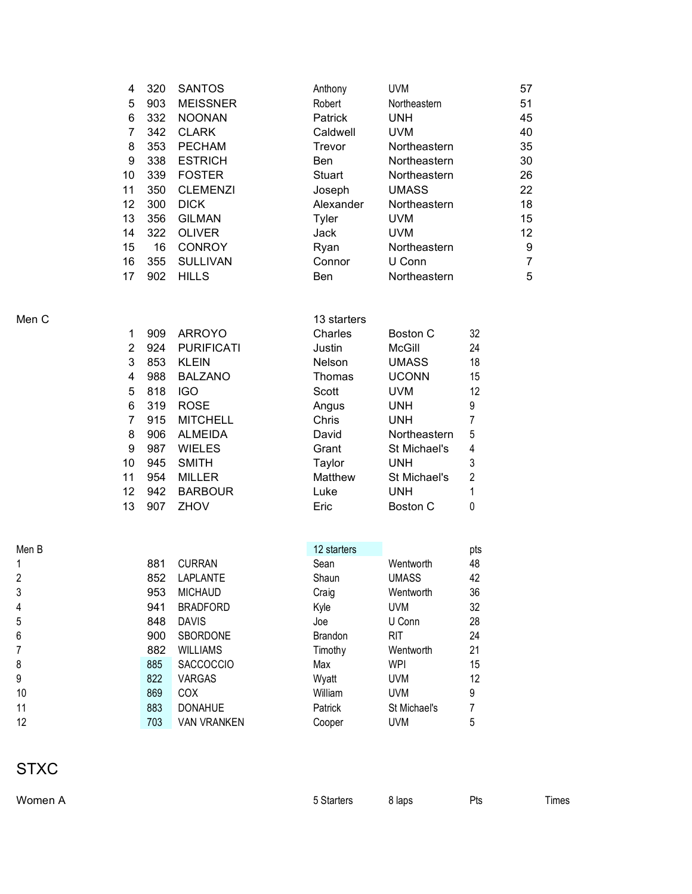| | | | | | |
|---|---|---|---|---|---|
| 4 | 320 | SANTOS | Anthony | UVM | 57 |
| 5 | 903 | MEISSNER | Robert | Northeastern | 51 |
| 6 | 332 | NOONAN | Patrick | UNH | 45 |
| 7 | 342 | CLARK | Caldwell | UVM | 40 |
| 8 | 353 | PECHAM | Trevor | Northeastern | 35 |
| 9 | 338 | ESTRICH | Ben | Northeastern | 30 |
| 10 | 339 | FOSTER | Stuart | Northeastern | 26 |
| 11 | 350 | CLEMENZI | Joseph | UMASS | 22 |
| 12 | 300 | DICK | Alexander | Northeastern | 18 |
| 13 | 356 | GILMAN | Tyler | UVM | 15 |
| 14 | 322 | OLIVER | Jack | UVM | 12 |
| 15 | 16 | CONROY | Ryan | Northeastern | 9 |
| 16 | 355 | SULLIVAN | Connor | U Conn | 7 |
| 17 | 902 | HILLS | Ben | Northeastern | 5 |

Men C

| | | | 13 starters | | |
|---|---|---|---|---|---|
| 1 | 909 | ARROYO | Charles | Boston C | 32 |
| 2 | 924 | PURIFICATI | Justin | McGill | 24 |
| 3 | 853 | KLEIN | Nelson | UMASS | 18 |
| 4 | 988 | BALZANO | Thomas | UCONN | 15 |
| 5 | 818 | IGO | Scott | UVM | 12 |
| 6 | 319 | ROSE | Angus | UNH | 9 |
| 7 | 915 | MITCHELL | Chris | UNH | 7 |
| 8 | 906 | ALMEIDA | David | Northeastern | 5 |
| 9 | 987 | WIELES | Grant | St Michael's | 4 |
| 10 | 945 | SMITH | Taylor | UNH | 3 |
| 11 | 954 | MILLER | Matthew | St Michael's | 2 |
| 12 | 942 | BARBOUR | Luke | UNH | 1 |
| 13 | 907 | ZHOV | Eric | Boston C | 0 |

Men B

| | | | 12 starters | | pts |
|---|---|---|---|---|---|
| 1 | 881 | CURRAN | Sean | Wentworth | 48 |
| 2 | 852 | LAPLANTE | Shaun | UMASS | 42 |
| 3 | 953 | MICHAUD | Craig | Wentworth | 36 |
| 4 | 941 | BRADFORD | Kyle | UVM | 32 |
| 5 | 848 | DAVIS | Joe | U Conn | 28 |
| 6 | 900 | SBORDONE | Brandon | RIT | 24 |
| 7 | 882 | WILLIAMS | Timothy | Wentworth | 21 |
| 8 | 885 | SACCOCCIO | Max | WPI | 15 |
| 9 | 822 | VARGAS | Wyatt | UVM | 12 |
| 10 | 869 | COX | William | UVM | 9 |
| 11 | 883 | DONAHUE | Patrick | St Michael's | 7 |
| 12 | 703 | VAN VRANKEN | Cooper | UVM | 5 |

# STXC

| Women A | 5 Starters | 8 laps | Pts | Times |
|---|---|---|---|---|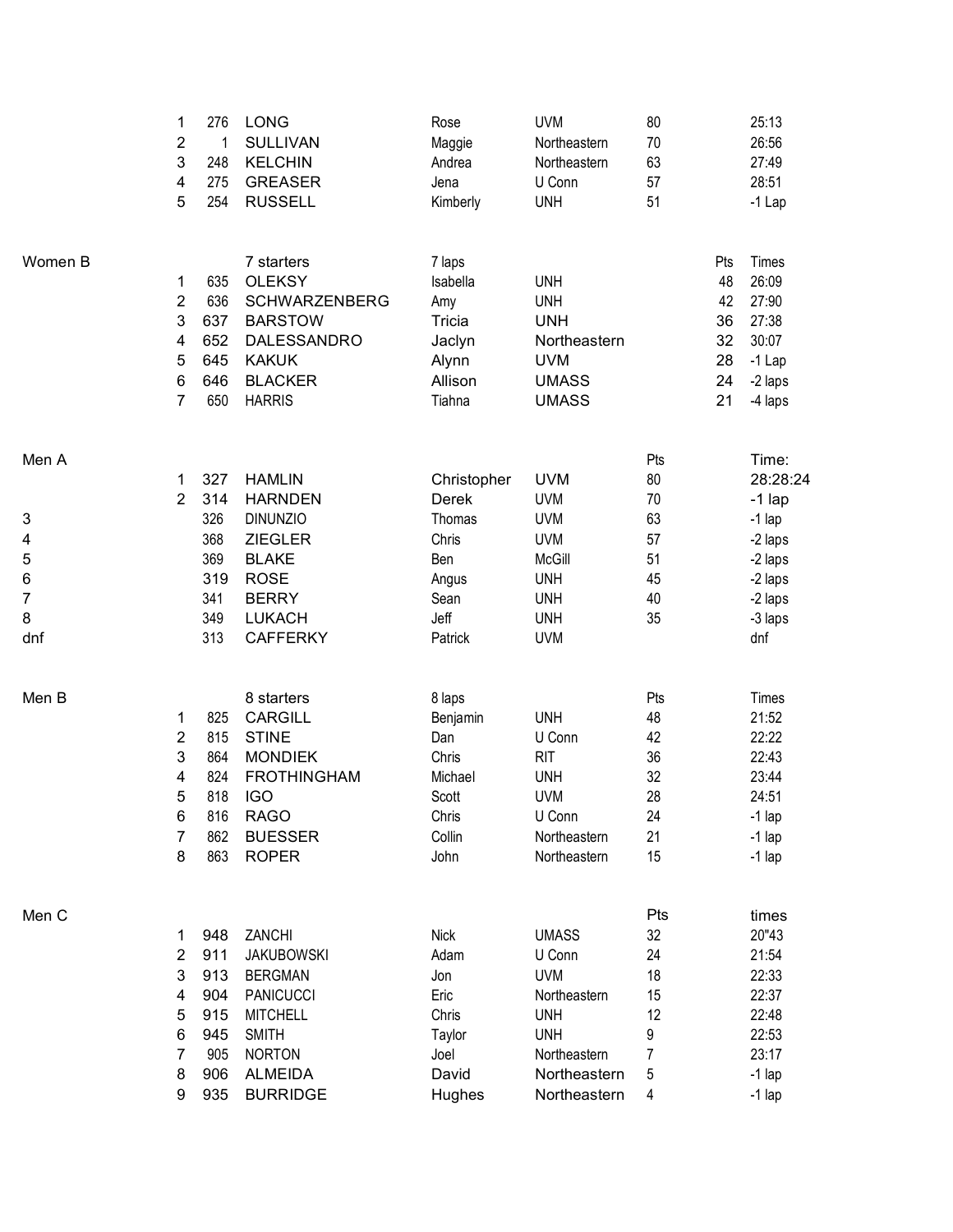| | Place | # | Last Name | First Name | Team | Pts | | Time |
|---|---|---|---|---|---|---|---|---|
| | 1 | 276 | LONG | Rose | UVM | 80 | | 25:13 |
| | 2 | 1 | SULLIVAN | Maggie | Northeastern | 70 | | 26:56 |
| | 3 | 248 | KELCHIN | Andrea | Northeastern | 63 | | 27:49 |
| | 4 | 275 | GREASER | Jena | U Conn | 57 | | 28:51 |
| | 5 | 254 | RUSSELL | Kimberly | UNH | 51 | | -1 Lap |

| Women B | | | 7 starters | 7 laps | | | Pts | Times |
|---|---|---|---|---|---|---|---|---|
| | 1 | 635 | OLEKSY | Isabella | UNH | | 48 | 26:09 |
| | 2 | 636 | SCHWARZENBERG | Amy | UNH | | 42 | 27:90 |
| | 3 | 637 | BARSTOW | Tricia | UNH | | 36 | 27:38 |
| | 4 | 652 | DALESSANDRO | Jaclyn | Northeastern | | 32 | 30:07 |
| | 5 | 645 | KAKUK | Alynn | UVM | | 28 | -1 Lap |
| | 6 | 646 | BLACKER | Allison | UMASS | | 24 | -2 laps |
| | 7 | 650 | HARRIS | Tiahna | UMASS | | 21 | -4 laps |

| Men A | | | | | | Pts | Time: |
|---|---|---|---|---|---|---|---|
| | 1 | 327 | HAMLIN | Christopher | UVM | 80 | 28:28:24 |
| | 2 | 314 | HARNDEN | Derek | UVM | 70 | -1 lap |
| 3 | | 326 | DINUNZIO | Thomas | UVM | 63 | -1 lap |
| 4 | | 368 | ZIEGLER | Chris | UVM | 57 | -2 laps |
| 5 | | 369 | BLAKE | Ben | McGill | 51 | -2 laps |
| 6 | | 319 | ROSE | Angus | UNH | 45 | -2 laps |
| 7 | | 341 | BERRY | Sean | UNH | 40 | -2 laps |
| 8 | | 349 | LUKACH | Jeff | UNH | 35 | -3 laps |
| dnf | | 313 | CAFFERKY | Patrick | UVM | | dnf |

| Men B | | | 8 starters | 8 laps | | Pts | Times |
|---|---|---|---|---|---|---|---|
| | 1 | 825 | CARGILL | Benjamin | UNH | 48 | 21:52 |
| | 2 | 815 | STINE | Dan | U Conn | 42 | 22:22 |
| | 3 | 864 | MONDIEK | Chris | RIT | 36 | 22:43 |
| | 4 | 824 | FROTHINGHAM | Michael | UNH | 32 | 23:44 |
| | 5 | 818 | IGO | Scott | UVM | 28 | 24:51 |
| | 6 | 816 | RAGO | Chris | U Conn | 24 | -1 lap |
| | 7 | 862 | BUESSER | Collin | Northeastern | 21 | -1 lap |
| | 8 | 863 | ROPER | John | Northeastern | 15 | -1 lap |

| Men C | | | | | | Pts | times |
|---|---|---|---|---|---|---|---|
| | 1 | 948 | ZANCHI | Nick | UMASS | 32 | 20"43 |
| | 2 | 911 | JAKUBOWSKI | Adam | U Conn | 24 | 21:54 |
| | 3 | 913 | BERGMAN | Jon | UVM | 18 | 22:33 |
| | 4 | 904 | PANICUCCI | Eric | Northeastern | 15 | 22:37 |
| | 5 | 915 | MITCHELL | Chris | UNH | 12 | 22:48 |
| | 6 | 945 | SMITH | Taylor | UNH | 9 | 22:53 |
| | 7 | 905 | NORTON | Joel | Northeastern | 7 | 23:17 |
| | 8 | 906 | ALMEIDA | David | Northeastern | 5 | -1 lap |
| | 9 | 935 | BURRIDGE | Hughes | Northeastern | 4 | -1 lap |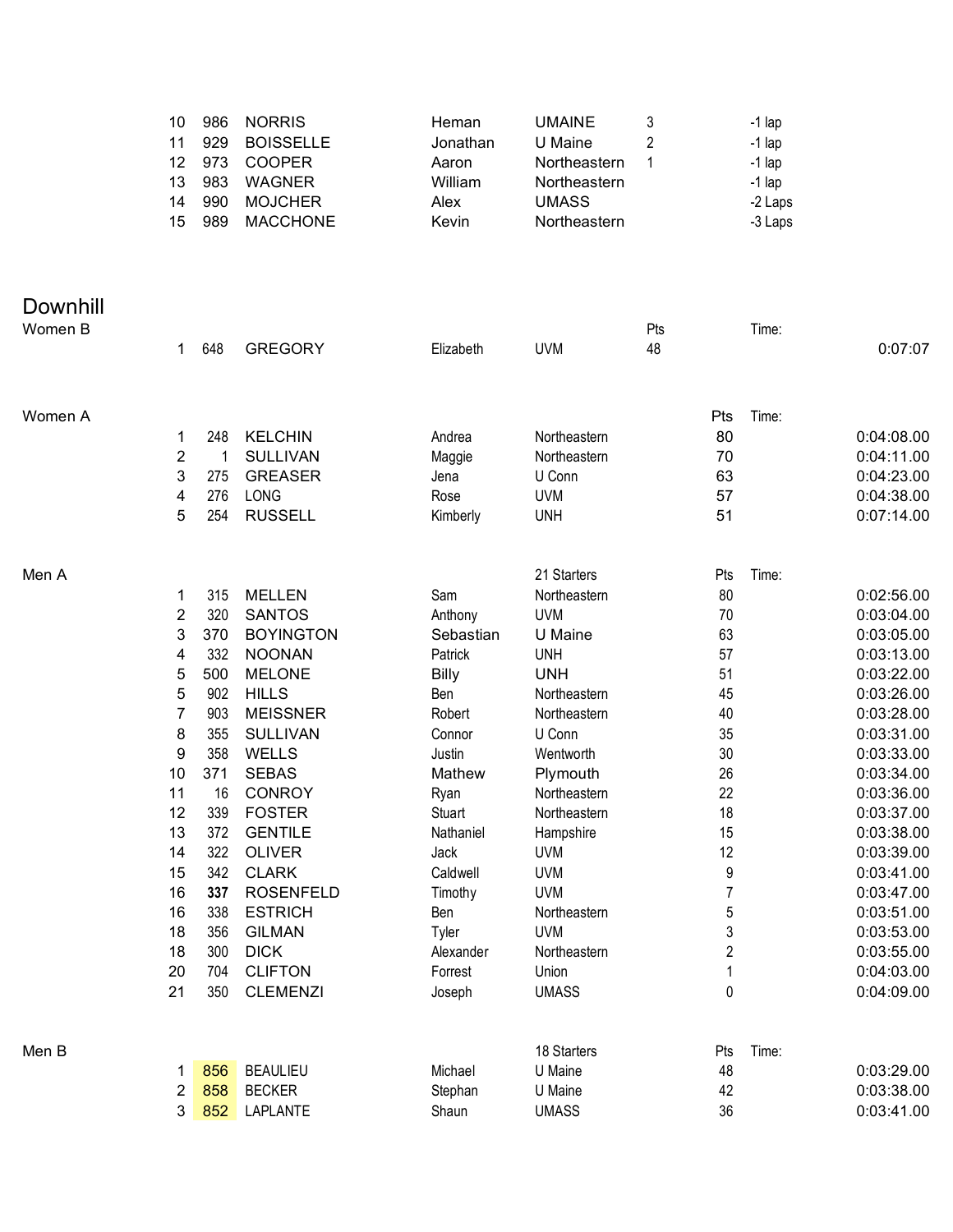| | | | | | | |
|---|---|---|---|---|---|---|
| 10 | 986 | NORRIS | Heman | UMAINE | 3 | -1 lap |
| 11 | 929 | BOISSELLE | Jonathan | U Maine | 2 | -1 lap |
| 12 | 973 | COOPER | Aaron | Northeastern | 1 | -1 lap |
| 13 | 983 | WAGNER | William | Northeastern | | -1 lap |
| 14 | 990 | MOJCHER | Alex | UMASS | | -2 Laps |
| 15 | 989 | MACCHONE | Kevin | Northeastern | | -3 Laps |

## Downhill

### Women B

| | | | | | Pts | Time: |
|---|---|---|---|---|---|---|
| 1 | 648 | GREGORY | Elizabeth | UVM | 48 | 0:07:07 |

### Women A

| | | | | | Pts | Time: |
|---|---|---|---|---|---|---|
| 1 | 248 | KELCHIN | Andrea | Northeastern | 80 | 0:04:08.00 |
| 2 | 1 | SULLIVAN | Maggie | Northeastern | 70 | 0:04:11.00 |
| 3 | 275 | GREASER | Jena | U Conn | 63 | 0:04:23.00 |
| 4 | 276 | LONG | Rose | UVM | 57 | 0:04:38.00 |
| 5 | 254 | RUSSELL | Kimberly | UNH | 51 | 0:07:14.00 |

### Men A

| | | | | 21 Starters | Pts | Time: |
|---|---|---|---|---|---|---|
| 1 | 315 | MELLEN | Sam | Northeastern | 80 | 0:02:56.00 |
| 2 | 320 | SANTOS | Anthony | UVM | 70 | 0:03:04.00 |
| 3 | 370 | BOYINGTON | Sebastian | U Maine | 63 | 0:03:05.00 |
| 4 | 332 | NOONAN | Patrick | UNH | 57 | 0:03:13.00 |
| 5 | 500 | MELONE | Billy | UNH | 51 | 0:03:22.00 |
| 5 | 902 | HILLS | Ben | Northeastern | 45 | 0:03:26.00 |
| 7 | 903 | MEISSNER | Robert | Northeastern | 40 | 0:03:28.00 |
| 8 | 355 | SULLIVAN | Connor | U Conn | 35 | 0:03:31.00 |
| 9 | 358 | WELLS | Justin | Wentworth | 30 | 0:03:33.00 |
| 10 | 371 | SEBAS | Mathew | Plymouth | 26 | 0:03:34.00 |
| 11 | 16 | CONROY | Ryan | Northeastern | 22 | 0:03:36.00 |
| 12 | 339 | FOSTER | Stuart | Northeastern | 18 | 0:03:37.00 |
| 13 | 372 | GENTILE | Nathaniel | Hampshire | 15 | 0:03:38.00 |
| 14 | 322 | OLIVER | Jack | UVM | 12 | 0:03:39.00 |
| 15 | 342 | CLARK | Caldwell | UVM | 9 | 0:03:41.00 |
| 16 | **337** | ROSENFELD | Timothy | UVM | 7 | 0:03:47.00 |
| 16 | 338 | ESTRICH | Ben | Northeastern | 5 | 0:03:51.00 |
| 18 | 356 | GILMAN | Tyler | UVM | 3 | 0:03:53.00 |
| 18 | 300 | DICK | Alexander | Northeastern | 2 | 0:03:55.00 |
| 20 | 704 | CLIFTON | Forrest | Union | 1 | 0:04:03.00 |
| 21 | 350 | CLEMENZI | Joseph | UMASS | 0 | 0:04:09.00 |

### Men B

| | | | | 18 Starters | Pts | Time: |
|---|---|---|---|---|---|---|
| 1 | 856 | BEAULIEU | Michael | U Maine | 48 | 0:03:29.00 |
| 2 | 858 | BECKER | Stephan | U Maine | 42 | 0:03:38.00 |
| 3 | 852 | LAPLANTE | Shaun | UMASS | 36 | 0:03:41.00 |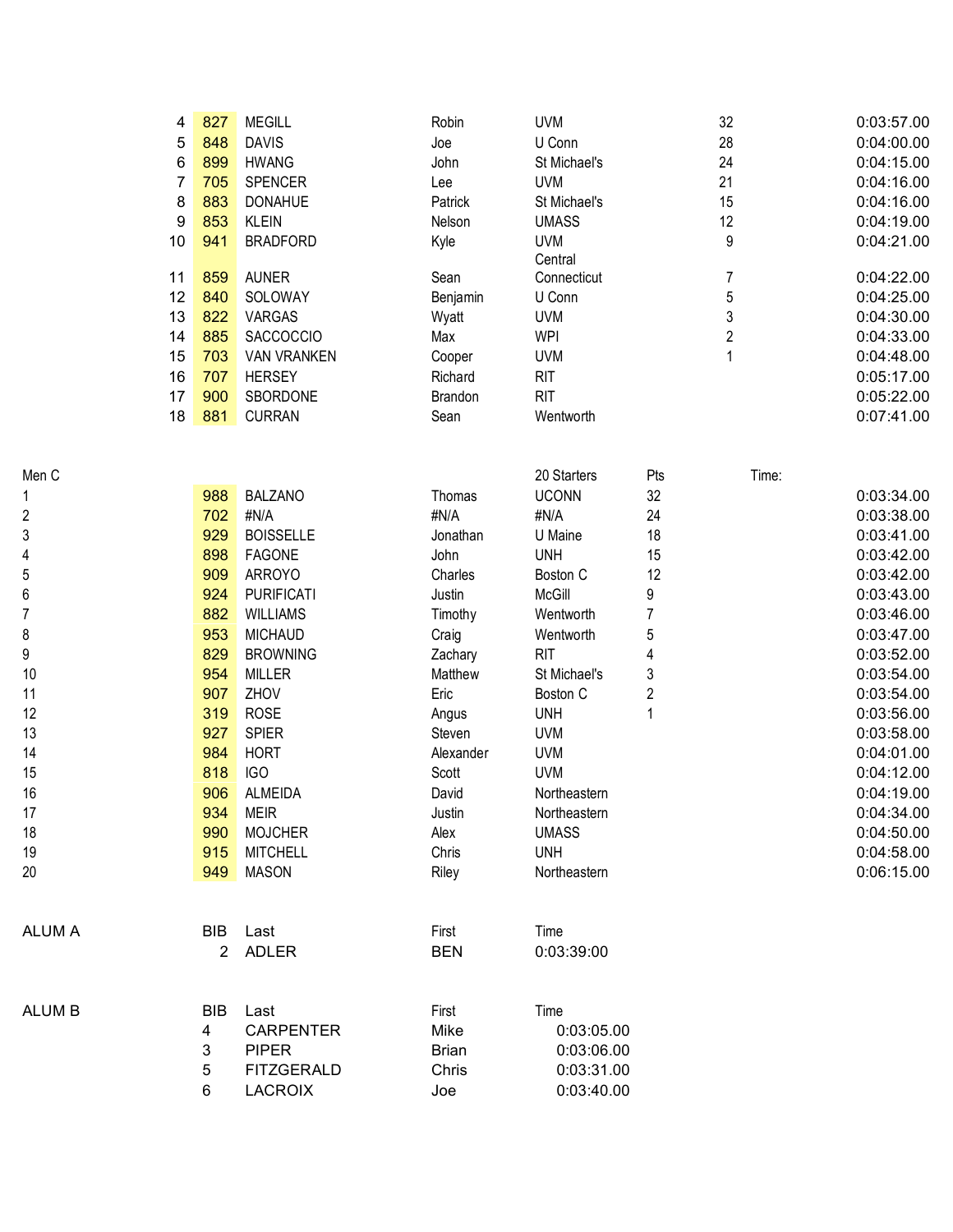| | | | | | | |
|---|---|---|---|---|---|---|
| 4 | 827 | MEGILL | Robin | UVM | 32 | 0:03:57.00 |
| 5 | 848 | DAVIS | Joe | U Conn | 28 | 0:04:00.00 |
| 6 | 899 | HWANG | John | St Michael's | 24 | 0:04:15.00 |
| 7 | 705 | SPENCER | Lee | UVM | 21 | 0:04:16.00 |
| 8 | 883 | DONAHUE | Patrick | St Michael's | 15 | 0:04:16.00 |
| 9 | 853 | KLEIN | Nelson | UMASS | 12 | 0:04:19.00 |
| 10 | 941 | BRADFORD | Kyle | UVM | 9 | 0:04:21.00 |
| 11 | 859 | AUNER | Sean | Central Connecticut | 7 | 0:04:22.00 |
| 12 | 840 | SOLOWAY | Benjamin | U Conn | 5 | 0:04:25.00 |
| 13 | 822 | VARGAS | Wyatt | UVM | 3 | 0:04:30.00 |
| 14 | 885 | SACCOCCIO | Max | WPI | 2 | 0:04:33.00 |
| 15 | 703 | VAN VRANKEN | Cooper | UVM | 1 | 0:04:48.00 |
| 16 | 707 | HERSEY | Richard | RIT | | 0:05:17.00 |
| 17 | 900 | SBORDONE | Brandon | RIT | | 0:05:22.00 |
| 18 | 881 | CURRAN | Sean | Wentworth | | 0:07:41.00 |

| Men C | | | | 20 Starters | Pts | Time: |
|---|---|---|---|---|---|---|
| 1 | 988 | BALZANO | Thomas | UCONN | 32 | 0:03:34.00 |
| 2 | 702 | #N/A | #N/A | #N/A | 24 | 0:03:38.00 |
| 3 | 929 | BOISSELLE | Jonathan | U Maine | 18 | 0:03:41.00 |
| 4 | 898 | FAGONE | John | UNH | 15 | 0:03:42.00 |
| 5 | 909 | ARROYO | Charles | Boston C | 12 | 0:03:42.00 |
| 6 | 924 | PURIFICATI | Justin | McGill | 9 | 0:03:43.00 |
| 7 | 882 | WILLIAMS | Timothy | Wentworth | 7 | 0:03:46.00 |
| 8 | 953 | MICHAUD | Craig | Wentworth | 5 | 0:03:47.00 |
| 9 | 829 | BROWNING | Zachary | RIT | 4 | 0:03:52.00 |
| 10 | 954 | MILLER | Matthew | St Michael's | 3 | 0:03:54.00 |
| 11 | 907 | ZHOV | Eric | Boston C | 2 | 0:03:54.00 |
| 12 | 319 | ROSE | Angus | UNH | 1 | 0:03:56.00 |
| 13 | 927 | SPIER | Steven | UVM | | 0:03:58.00 |
| 14 | 984 | HORT | Alexander | UVM | | 0:04:01.00 |
| 15 | 818 | IGO | Scott | UVM | | 0:04:12.00 |
| 16 | 906 | ALMEIDA | David | Northeastern | | 0:04:19.00 |
| 17 | 934 | MEIR | Justin | Northeastern | | 0:04:34.00 |
| 18 | 990 | MOJCHER | Alex | UMASS | | 0:04:50.00 |
| 19 | 915 | MITCHELL | Chris | UNH | | 0:04:58.00 |
| 20 | 949 | MASON | Riley | Northeastern | | 0:06:15.00 |

| ALUM A | BIB | Last | First | Time |
|---|---|---|---|---|
| | 2 | ADLER | BEN | 0:03:39:00 |

| ALUM B | BIB | Last | First | Time |
|---|---|---|---|---|
| | 4 | CARPENTER | Mike | 0:03:05.00 |
| | 3 | PIPER | Brian | 0:03:06.00 |
| | 5 | FITZGERALD | Chris | 0:03:31.00 |
| | 6 | LACROIX | Joe | 0:03:40.00 |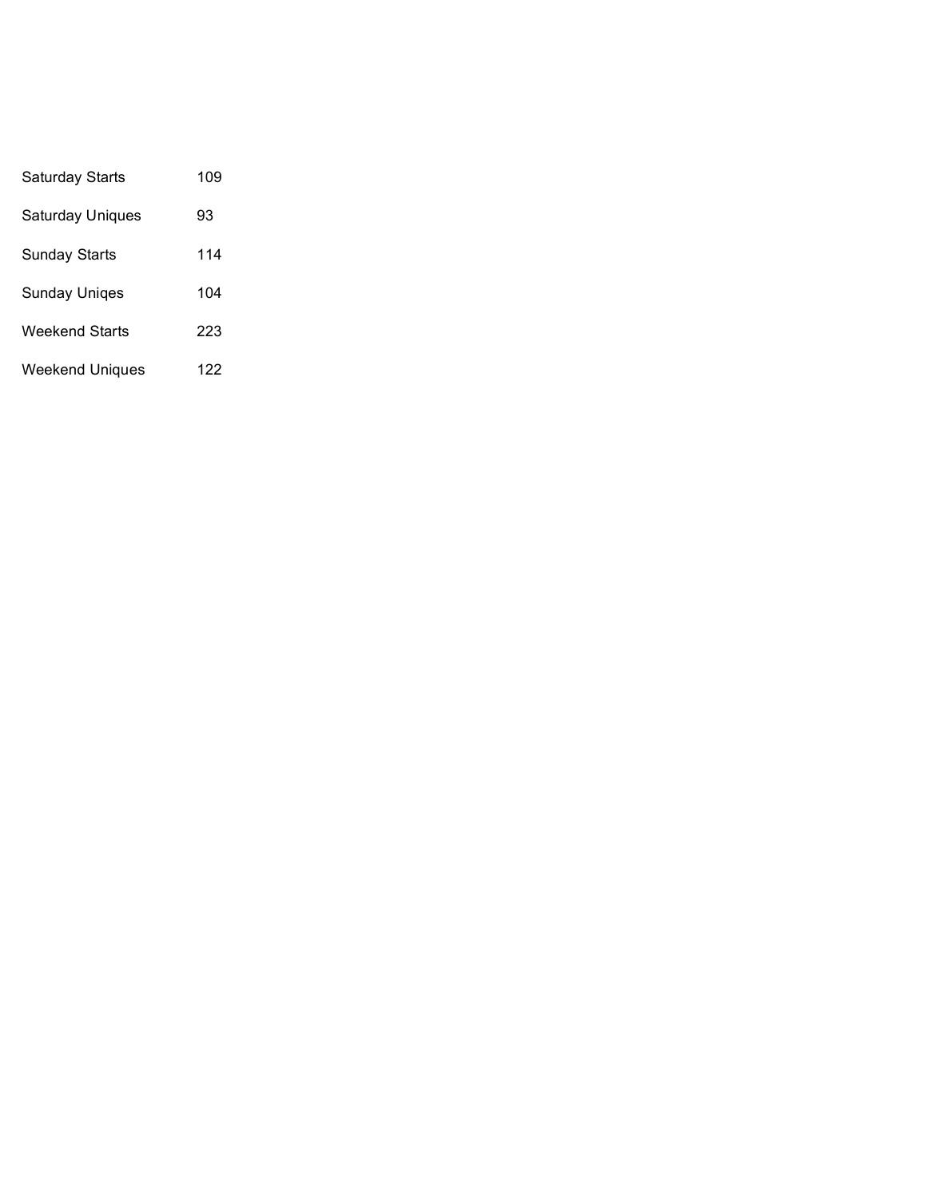| | |
|---|---|
| Saturday Starts | 109 |
| Saturday Uniques | 93 |
| Sunday Starts | 114 |
| Sunday Uniqes | 104 |
| Weekend Starts | 223 |
| Weekend Uniques | 122 |